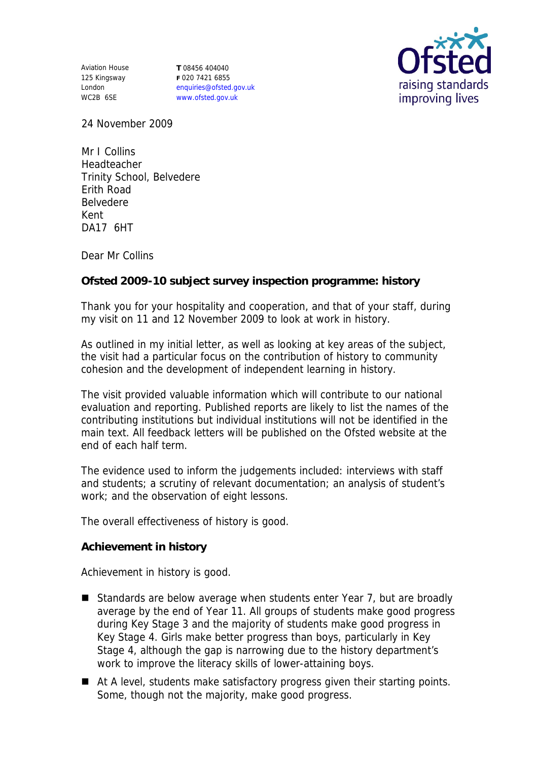Aviation House
125 Kingsway
London
WC2B 6SE

**T** 08456 404040
**F** 020 7421 6855
enquiries@ofsted.gov.uk
www.ofsted.gov.uk

24 November 2009

Mr I Collins
Headteacher
Trinity School, Belvedere
Erith Road
Belvedere
Kent
DA17 6HT

Dear Mr Collins

**Ofsted 2009-10 subject survey inspection programme: history**

Thank you for your hospitality and cooperation, and that of your staff, during my visit on 11 and 12 November 2009 to look at work in history.

As outlined in my initial letter, as well as looking at key areas of the subject, the visit had a particular focus on the contribution of history to community cohesion and the development of independent learning in history.

The visit provided valuable information which will contribute to our national evaluation and reporting. Published reports are likely to list the names of the contributing institutions but individual institutions will not be identified in the main text. All feedback letters will be published on the Ofsted website at the end of each half term.

The evidence used to inform the judgements included: interviews with staff and students; a scrutiny of relevant documentation; an analysis of student's work; and the observation of eight lessons.

The overall effectiveness of history is good.

**Achievement in history**

Achievement in history is good.

- Standards are below average when students enter Year 7, but are broadly average by the end of Year 11. All groups of students make good progress during Key Stage 3 and the majority of students make good progress in Key Stage 4. Girls make better progress than boys, particularly in Key Stage 4, although the gap is narrowing due to the history department's work to improve the literacy skills of lower-attaining boys.
- At A level, students make satisfactory progress given their starting points. Some, though not the majority, make good progress.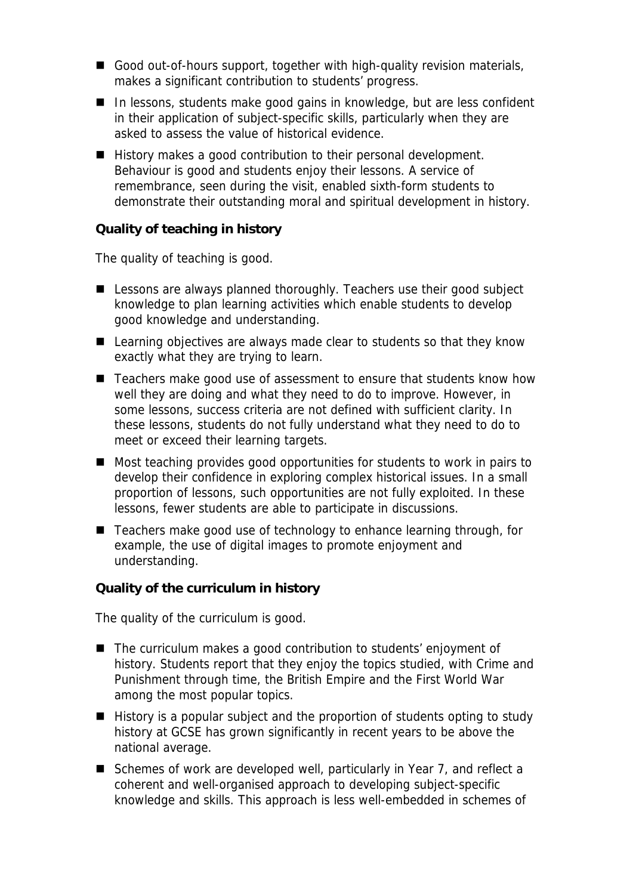- Good out-of-hours support, together with high-quality revision materials, makes a significant contribution to students' progress.
- In lessons, students make good gains in knowledge, but are less confident in their application of subject-specific skills, particularly when they are asked to assess the value of historical evidence.
- History makes a good contribution to their personal development. Behaviour is good and students enjoy their lessons. A service of remembrance, seen during the visit, enabled sixth-form students to demonstrate their outstanding moral and spiritual development in history.

**Quality of teaching in history**

The quality of teaching is good.

- Lessons are always planned thoroughly. Teachers use their good subject knowledge to plan learning activities which enable students to develop good knowledge and understanding.
- Learning objectives are always made clear to students so that they know exactly what they are trying to learn.
- Teachers make good use of assessment to ensure that students know how well they are doing and what they need to do to improve. However, in some lessons, success criteria are not defined with sufficient clarity. In these lessons, students do not fully understand what they need to do to meet or exceed their learning targets.
- Most teaching provides good opportunities for students to work in pairs to develop their confidence in exploring complex historical issues. In a small proportion of lessons, such opportunities are not fully exploited. In these lessons, fewer students are able to participate in discussions.
- Teachers make good use of technology to enhance learning through, for example, the use of digital images to promote enjoyment and understanding.

**Quality of the curriculum in history**

The quality of the curriculum is good.

- The curriculum makes a good contribution to students' enjoyment of history. Students report that they enjoy the topics studied, with Crime and Punishment through time, the British Empire and the First World War among the most popular topics.
- History is a popular subject and the proportion of students opting to study history at GCSE has grown significantly in recent years to be above the national average.
- Schemes of work are developed well, particularly in Year 7, and reflect a coherent and well-organised approach to developing subject-specific knowledge and skills. This approach is less well-embedded in schemes of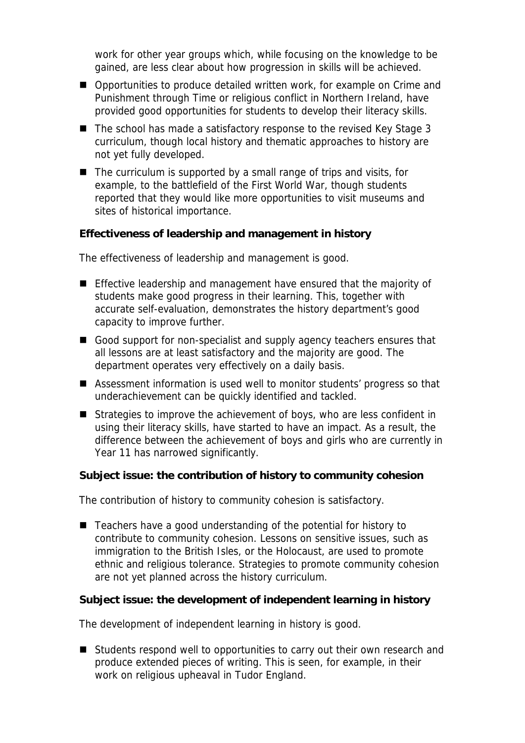work for other year groups which, while focusing on the knowledge to be gained, are less clear about how progression in skills will be achieved.

- Opportunities to produce detailed written work, for example on Crime and Punishment through Time or religious conflict in Northern Ireland, have provided good opportunities for students to develop their literacy skills.
- The school has made a satisfactory response to the revised Key Stage 3 curriculum, though local history and thematic approaches to history are not yet fully developed.
- The curriculum is supported by a small range of trips and visits, for example, to the battlefield of the First World War, though students reported that they would like more opportunities to visit museums and sites of historical importance.

**Effectiveness of leadership and management in history**

The effectiveness of leadership and management is good.

- Effective leadership and management have ensured that the majority of students make good progress in their learning. This, together with accurate self-evaluation, demonstrates the history department's good capacity to improve further.
- Good support for non-specialist and supply agency teachers ensures that all lessons are at least satisfactory and the majority are good. The department operates very effectively on a daily basis.
- Assessment information is used well to monitor students' progress so that underachievement can be quickly identified and tackled.
- Strategies to improve the achievement of boys, who are less confident in using their literacy skills, have started to have an impact. As a result, the difference between the achievement of boys and girls who are currently in Year 11 has narrowed significantly.

**Subject issue: the contribution of history to community cohesion**

The contribution of history to community cohesion is satisfactory.

- Teachers have a good understanding of the potential for history to contribute to community cohesion. Lessons on sensitive issues, such as immigration to the British Isles, or the Holocaust, are used to promote ethnic and religious tolerance. Strategies to promote community cohesion are not yet planned across the history curriculum.

**Subject issue: the development of independent learning in history**

The development of independent learning in history is good.

- Students respond well to opportunities to carry out their own research and produce extended pieces of writing. This is seen, for example, in their work on religious upheaval in Tudor England.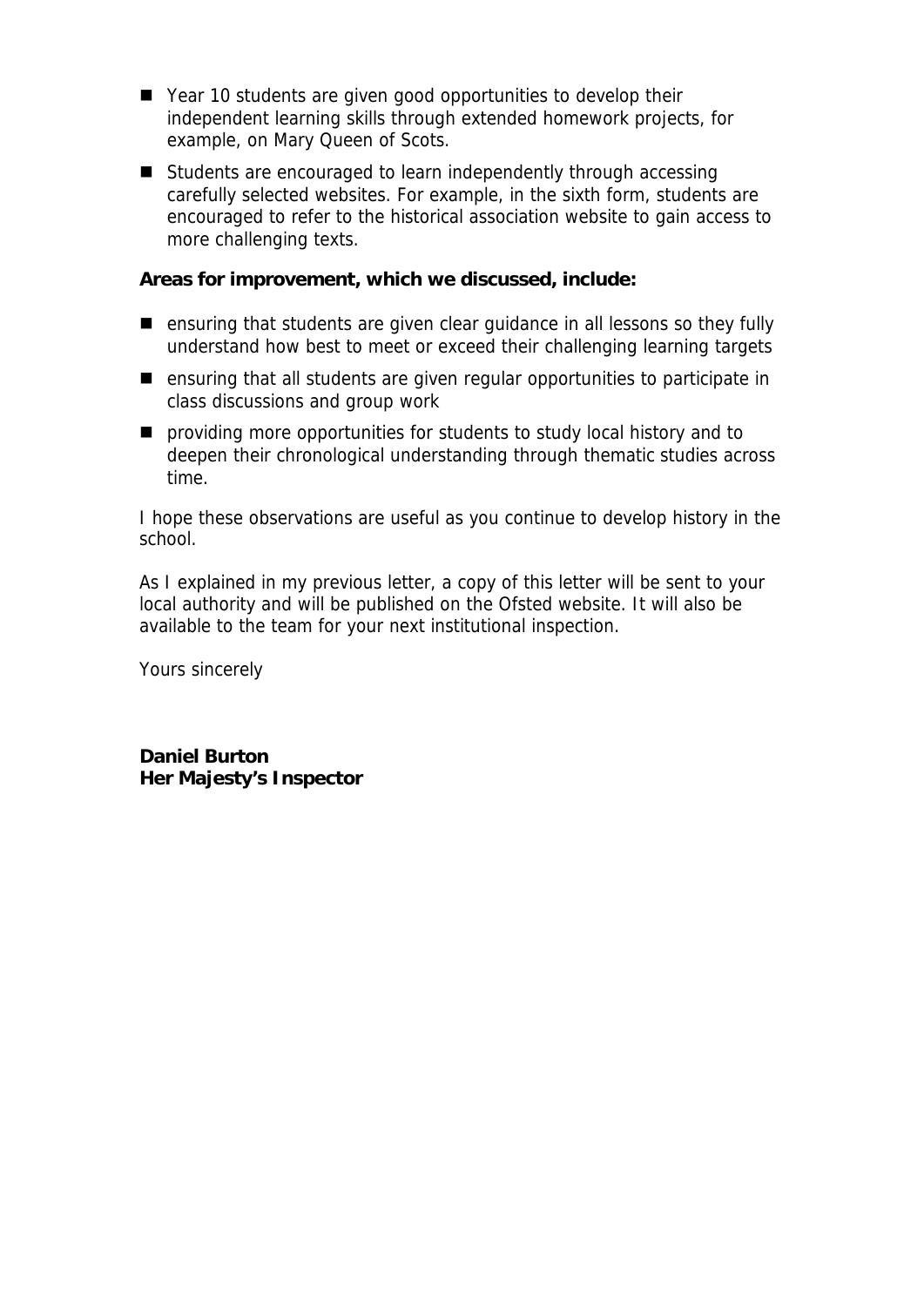- Year 10 students are given good opportunities to develop their independent learning skills through extended homework projects, for example, on Mary Queen of Scots.
- Students are encouraged to learn independently through accessing carefully selected websites. For example, in the sixth form, students are encouraged to refer to the historical association website to gain access to more challenging texts.

**Areas for improvement, which we discussed, include:**

- ensuring that students are given clear guidance in all lessons so they fully understand how best to meet or exceed their challenging learning targets
- ensuring that all students are given regular opportunities to participate in class discussions and group work
- providing more opportunities for students to study local history and to deepen their chronological understanding through thematic studies across time.

I hope these observations are useful as you continue to develop history in the school.

As I explained in my previous letter, a copy of this letter will be sent to your local authority and will be published on the Ofsted website. It will also be available to the team for your next institutional inspection.

Yours sincerely

**Daniel Burton**
**Her Majesty's Inspector**